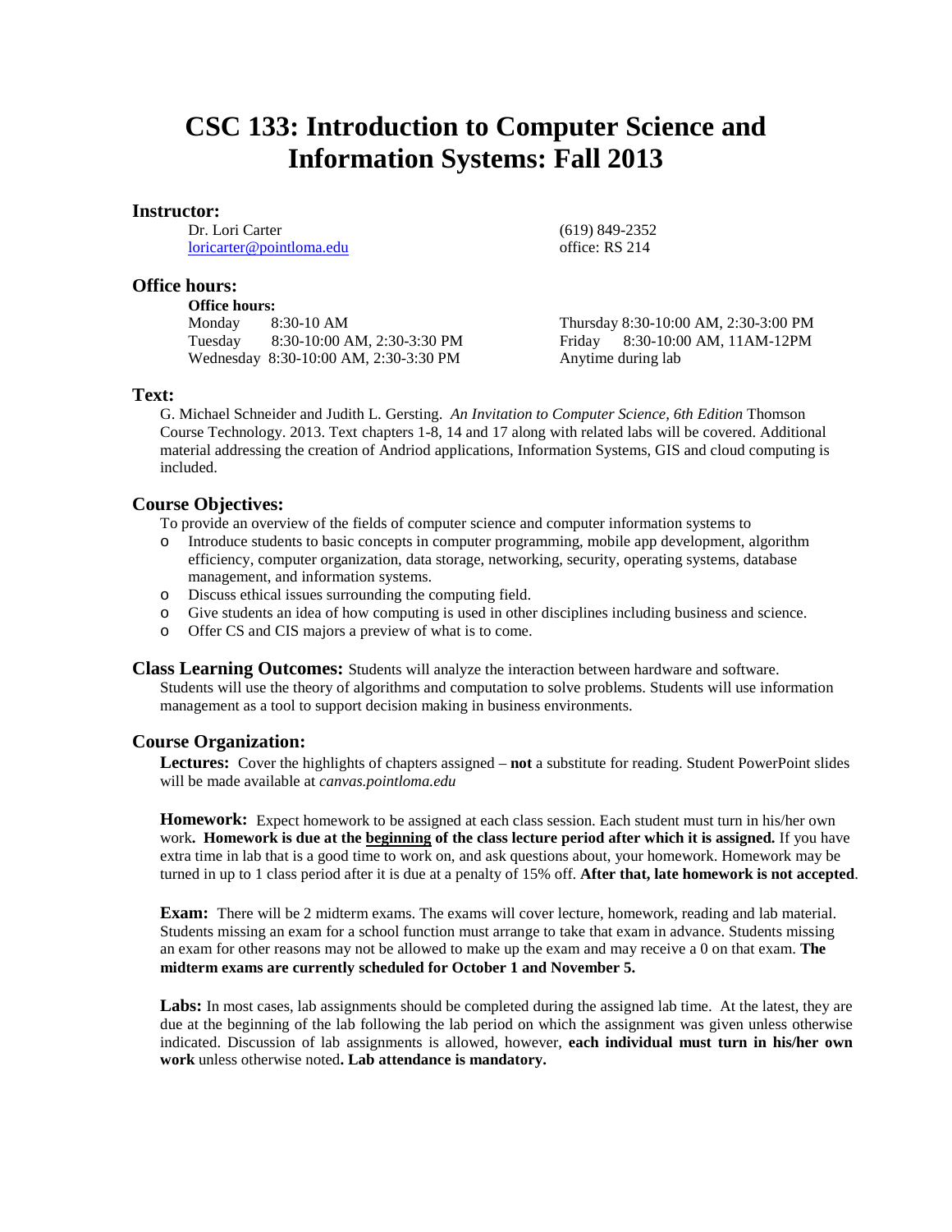# CSC 133: Introduction to Computer Science and Information Systems: Fall 2013

## Instructor:

Dr. Lori Carter  
[loricarter@pointloma.edu](mailto:loricarter@pointloma.edu)  
(619) 849-2352  
office: RS 214

## Office hours:

**Office hours:**

Monday 8:30-10 AM  
Tuesday 8:30-10:00 AM, 2:30-3:30 PM  
Wednesday 8:30-10:00 AM, 2:30-3:30 PM  
Thursday 8:30-10:00 AM, 2:30-3:00 PM  
Friday 8:30-10:00 AM, 11AM-12PM  
Anytime during lab

## Text:

G. Michael Schneider and Judith L. Gersting. *An Invitation to Computer Science, 6th Edition* Thomson Course Technology. 2013. Text chapters 1-8, 14 and 17 along with related labs will be covered. Additional material addressing the creation of Andriod applications, Information Systems, GIS and cloud computing is included.

## Course Objectives:

To provide an overview of the fields of computer science and computer information systems to

- Introduce students to basic concepts in computer programming, mobile app development, algorithm efficiency, computer organization, data storage, networking, security, operating systems, database management, and information systems.
- Discuss ethical issues surrounding the computing field.
- Give students an idea of how computing is used in other disciplines including business and science.
- Offer CS and CIS majors a preview of what is to come.

**Class Learning Outcomes:** Students will analyze the interaction between hardware and software. Students will use the theory of algorithms and computation to solve problems. Students will use information management as a tool to support decision making in business environments.

## Course Organization:

**Lectures:** Cover the highlights of chapters assigned – **not** a substitute for reading. Student PowerPoint slides will be made available at *canvas.pointloma.edu*

**Homework:** Expect homework to be assigned at each class session. Each student must turn in his/her own work**. Homework is due at the <u>beginning</u> of the class lecture period after which it is assigned.** If you have extra time in lab that is a good time to work on, and ask questions about, your homework. Homework may be turned in up to 1 class period after it is due at a penalty of 15% off. **After that, late homework is not accepted**.

**Exam:** There will be 2 midterm exams. The exams will cover lecture, homework, reading and lab material. Students missing an exam for a school function must arrange to take that exam in advance. Students missing an exam for other reasons may not be allowed to make up the exam and may receive a 0 on that exam. **The midterm exams are currently scheduled for October 1 and November 5.**

**Labs:** In most cases, lab assignments should be completed during the assigned lab time. At the latest, they are due at the beginning of the lab following the lab period on which the assignment was given unless otherwise indicated. Discussion of lab assignments is allowed, however, **each individual must turn in his/her own work** unless otherwise noted**. Lab attendance is mandatory.**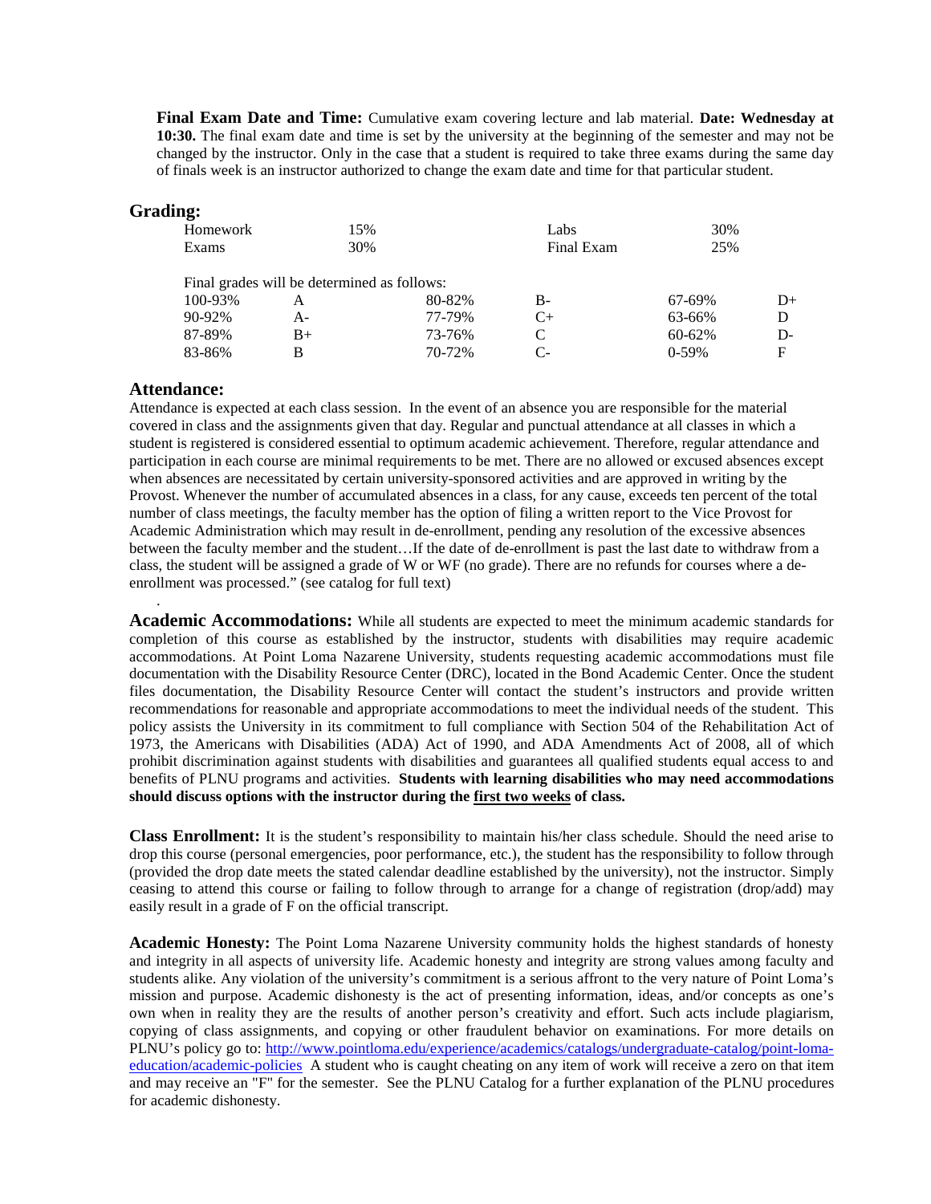**Final Exam Date and Time:** Cumulative exam covering lecture and lab material. **Date: Wednesday at 10:30.** The final exam date and time is set by the university at the beginning of the semester and may not be changed by the instructor. Only in the case that a student is required to take three exams during the same day of finals week is an instructor authorized to change the exam date and time for that particular student.

## Grading:

| | | | |
|---|---|---|---|
| Homework | 15% | Labs | 30% |
| Exams | 30% | Final Exam | 25% |

Final grades will be determined as follows:

| | | | | | |
|---|---|---|---|---|---|
| 100-93% | A | 80-82% | B- | 67-69% | D+ |
| 90-92% | A- | 77-79% | C+ | 63-66% | D |
| 87-89% | B+ | 73-76% | C | 60-62% | D- |
| 83-86% | B | 70-72% | C- | 0-59% | F |

## Attendance:

Attendance is expected at each class session. In the event of an absence you are responsible for the material covered in class and the assignments given that day. Regular and punctual attendance at all classes in which a student is registered is considered essential to optimum academic achievement. Therefore, regular attendance and participation in each course are minimal requirements to be met. There are no allowed or excused absences except when absences are necessitated by certain university-sponsored activities and are approved in writing by the Provost. Whenever the number of accumulated absences in a class, for any cause, exceeds ten percent of the total number of class meetings, the faculty member has the option of filing a written report to the Vice Provost for Academic Administration which may result in de-enrollment, pending any resolution of the excessive absences between the faculty member and the student…If the date of de-enrollment is past the last date to withdraw from a class, the student will be assigned a grade of W or WF (no grade). There are no refunds for courses where a de-enrollment was processed." (see catalog for full text)

**Academic Accommodations:** While all students are expected to meet the minimum academic standards for completion of this course as established by the instructor, students with disabilities may require academic accommodations. At Point Loma Nazarene University, students requesting academic accommodations must file documentation with the Disability Resource Center (DRC), located in the Bond Academic Center. Once the student files documentation, the Disability Resource Center will contact the student's instructors and provide written recommendations for reasonable and appropriate accommodations to meet the individual needs of the student. This policy assists the University in its commitment to full compliance with Section 504 of the Rehabilitation Act of 1973, the Americans with Disabilities (ADA) Act of 1990, and ADA Amendments Act of 2008, all of which prohibit discrimination against students with disabilities and guarantees all qualified students equal access to and benefits of PLNU programs and activities. **Students with learning disabilities who may need accommodations should discuss options with the instructor during the first two weeks of class.**

**Class Enrollment:** It is the student's responsibility to maintain his/her class schedule. Should the need arise to drop this course (personal emergencies, poor performance, etc.), the student has the responsibility to follow through (provided the drop date meets the stated calendar deadline established by the university), not the instructor. Simply ceasing to attend this course or failing to follow through to arrange for a change of registration (drop/add) may easily result in a grade of F on the official transcript.

**Academic Honesty:** The Point Loma Nazarene University community holds the highest standards of honesty and integrity in all aspects of university life. Academic honesty and integrity are strong values among faculty and students alike. Any violation of the university's commitment is a serious affront to the very nature of Point Loma's mission and purpose. Academic dishonesty is the act of presenting information, ideas, and/or concepts as one's own when in reality they are the results of another person's creativity and effort. Such acts include plagiarism, copying of class assignments, and copying or other fraudulent behavior on examinations. For more details on PLNU's policy go to: http://www.pointloma.edu/experience/academics/catalogs/undergraduate-catalog/point-loma-education/academic-policies A student who is caught cheating on any item of work will receive a zero on that item and may receive an "F" for the semester. See the PLNU Catalog for a further explanation of the PLNU procedures for academic dishonesty.